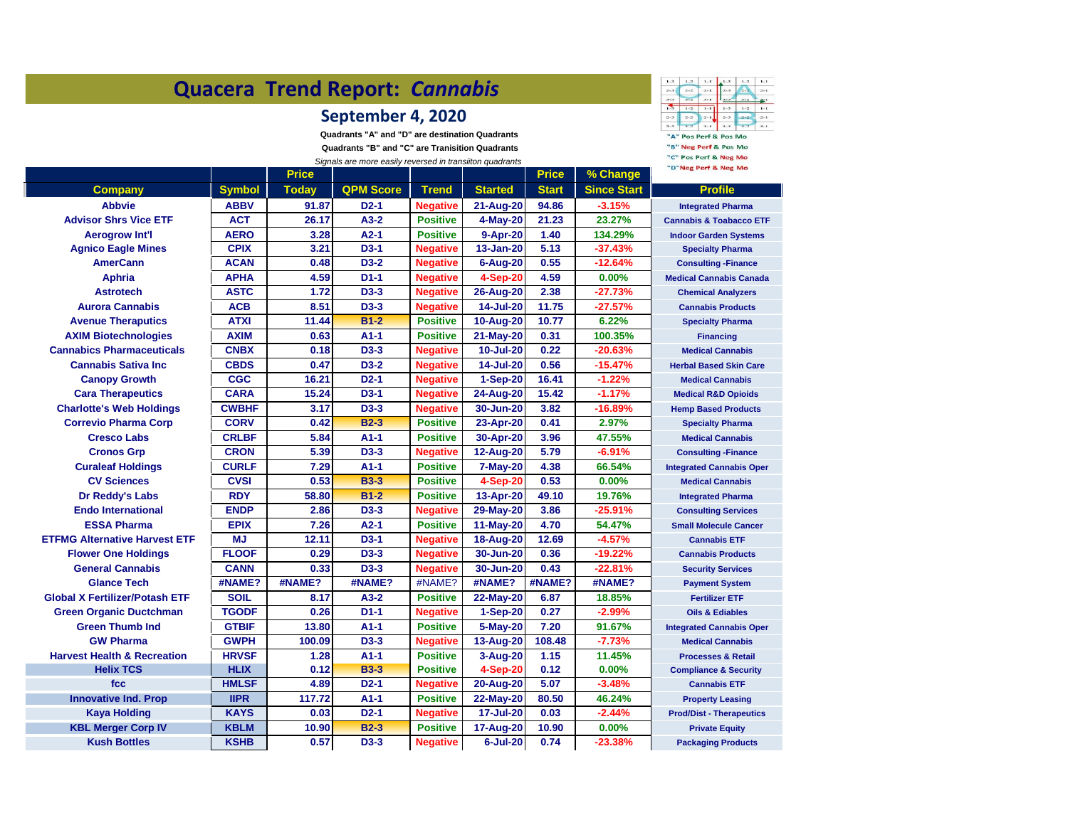# Quacera Trend Report: *Cannabis*

## September 4, 2020

**Quadrants "A" and "D" are destination Quadrants**

**Quadrants "B" and "C" are Tranisition Quadrants**

*Signals are more easily reversed in transiiton quadrants*

"A" Pos Perf & Pos Mo
"B" Neg Perf & Pos Mo
"C" Pos Perf & Neg Mo
"D"Neg Perf & Neg Mo

| Company | Symbol | Price Today | QPM Score | Trend | Started | Price Start | % Change Since Start | Profile |
|---|---|---|---|---|---|---|---|---|
| Abbvie | ABBV | 91.87 | D2-1 | Negative | 21-Aug-20 | 94.86 | -3.15% | Integrated Pharma |
| Advisor Shrs Vice ETF | ACT | 26.17 | A3-2 | Positive | 4-May-20 | 21.23 | 23.27% | Cannabis & Toabacco ETF |
| Aerogrow Int'l | AERO | 3.28 | A2-1 | Positive | 9-Apr-20 | 1.40 | 134.29% | Indoor Garden Systems |
| Agnico Eagle Mines | CPIX | 3.21 | D3-1 | Negative | 13-Jan-20 | 5.13 | -37.43% | Specialty Pharma |
| AmerCann | ACAN | 0.48 | D3-2 | Negative | 6-Aug-20 | 0.55 | -12.64% | Consulting -Finance |
| Aphria | APHA | 4.59 | D1-1 | Negative | 4-Sep-20 | 4.59 | 0.00% | Medical Cannabis Canada |
| Astrotech | ASTC | 1.72 | D3-3 | Negative | 26-Aug-20 | 2.38 | -27.73% | Chemical Analyzers |
| Aurora Cannabis | ACB | 8.51 | D3-3 | Negative | 14-Jul-20 | 11.75 | -27.57% | Cannabis Products |
| Avenue Theraputics | ATXI | 11.44 | B1-2 | Positive | 10-Aug-20 | 10.77 | 6.22% | Specialty Pharma |
| AXIM Biotechnologies | AXIM | 0.63 | A1-1 | Positive | 21-May-20 | 0.31 | 100.35% | Financing |
| Cannabics Pharmaceuticals | CNBX | 0.18 | D3-3 | Negative | 10-Jul-20 | 0.22 | -20.63% | Medical Cannabis |
| Cannabis Sativa Inc | CBDS | 0.47 | D3-2 | Negative | 14-Jul-20 | 0.56 | -15.47% | Herbal Based Skin Care |
| Canopy Growth | CGC | 16.21 | D2-1 | Negative | 1-Sep-20 | 16.41 | -1.22% | Medical Cannabis |
| Cara Therapeutics | CARA | 15.24 | D3-1 | Negative | 24-Aug-20 | 15.42 | -1.17% | Medical R&D Opioids |
| Charlotte's Web Holdings | CWBHF | 3.17 | D3-3 | Negative | 30-Jun-20 | 3.82 | -16.89% | Hemp Based Products |
| Correvio Pharma Corp | CORV | 0.42 | B2-3 | Positive | 23-Apr-20 | 0.41 | 2.97% | Specialty Pharma |
| Cresco Labs | CRLBF | 5.84 | A1-1 | Positive | 30-Apr-20 | 3.96 | 47.55% | Medical Cannabis |
| Cronos Grp | CRON | 5.39 | D3-3 | Negative | 12-Aug-20 | 5.79 | -6.91% | Consulting -Finance |
| Curaleaf Holdings | CURLF | 7.29 | A1-1 | Positive | 7-May-20 | 4.38 | 66.54% | Integrated Cannabis Oper |
| CV Sciences | CVSI | 0.53 | B3-3 | Positive | 4-Sep-20 | 0.53 | 0.00% | Medical Cannabis |
| Dr Reddy's Labs | RDY | 58.80 | B1-2 | Positive | 13-Apr-20 | 49.10 | 19.76% | Integrated Pharma |
| Endo International | ENDP | 2.86 | D3-3 | Negative | 29-May-20 | 3.86 | -25.91% | Consulting Services |
| ESSA Pharma | EPIX | 7.26 | A2-1 | Positive | 11-May-20 | 4.70 | 54.47% | Small Molecule Cancer |
| ETFMG Alternative Harvest ETF | MJ | 12.11 | D3-1 | Negative | 18-Aug-20 | 12.69 | -4.57% | Cannabis ETF |
| Flower One Holdings | FLOOF | 0.29 | D3-3 | Negative | 30-Jun-20 | 0.36 | -19.22% | Cannabis Products |
| General Cannabis | CANN | 0.33 | D3-3 | Negative | 30-Jun-20 | 0.43 | -22.81% | Security Services |
| Glance Tech | #NAME? | #NAME? | #NAME? | #NAME? | #NAME? | #NAME? | #NAME? | Payment System |
| Global X Fertilizer/Potash ETF | SOIL | 8.17 | A3-2 | Positive | 22-May-20 | 6.87 | 18.85% | Fertilizer ETF |
| Green Organic Ductchman | TGODF | 0.26 | D1-1 | Negative | 1-Sep-20 | 0.27 | -2.99% | Oils & Ediables |
| Green Thumb Ind | GTBIF | 13.80 | A1-1 | Positive | 5-May-20 | 7.20 | 91.67% | Integrated Cannabis Oper |
| GW Pharma | GWPH | 100.09 | D3-3 | Negative | 13-Aug-20 | 108.48 | -7.73% | Medical Cannabis |
| Harvest Health & Recreation | HRVSF | 1.28 | A1-1 | Positive | 3-Aug-20 | 1.15 | 11.45% | Processes & Retail |
| Helix TCS | HLIX | 0.12 | B3-3 | Positive | 4-Sep-20 | 0.12 | 0.00% | Compliance & Security |
| fcc | HMLSF | 4.89 | D2-1 | Negative | 20-Aug-20 | 5.07 | -3.48% | Cannabis ETF |
| Innovative Ind. Prop | IIPR | 117.72 | A1-1 | Positive | 22-May-20 | 80.50 | 46.24% | Property Leasing |
| Kaya Holding | KAYS | 0.03 | D2-1 | Negative | 17-Jul-20 | 0.03 | -2.44% | Prod/Dist - Therapeutics |
| KBL Merger Corp IV | KBLM | 10.90 | B2-3 | Positive | 17-Aug-20 | 10.90 | 0.00% | Private Equity |
| Kush Bottles | KSHB | 0.57 | D3-3 | Negative | 6-Jul-20 | 0.74 | -23.38% | Packaging Products |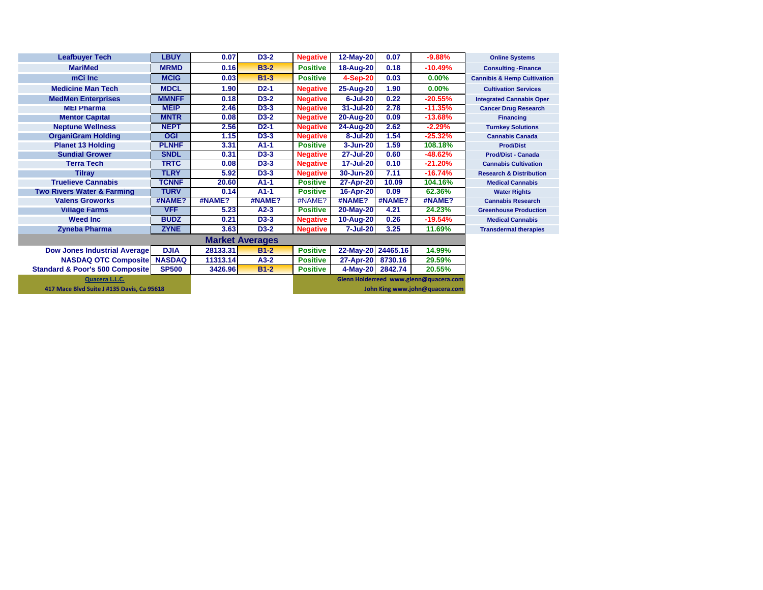| | | | | | | | | |
|---|---|---|---|---|---|---|---|---|
| Leafbuyer Tech | LBUY | 0.07 | D3-2 | Negative | 12-May-20 | 0.07 | -9.88% | Online Systems |
| MariMed | MRMD | 0.16 | B3-2 | Positive | 18-Aug-20 | 0.18 | -10.49% | Consulting -Finance |
| mCi Inc | MCIG | 0.03 | B1-3 | Positive | 4-Sep-20 | 0.03 | 0.00% | Cannibis & Hemp Cultivation |
| Medicine Man Tech | MDCL | 1.90 | D2-1 | Negative | 25-Aug-20 | 1.90 | 0.00% | Cultivation Services |
| MedMen Enterprises | MMNFF | 0.18 | D3-2 | Negative | 6-Jul-20 | 0.22 | -20.55% | Integrated Cannabis Oper |
| MEI Pharma | MEIP | 2.46 | D3-3 | Negative | 31-Jul-20 | 2.78 | -11.35% | Cancer Drug Research |
| Mentor Capital | MNTR | 0.08 | D3-2 | Negative | 20-Aug-20 | 0.09 | -13.68% | Financing |
| Neptune Wellness | NEPT | 2.56 | D2-1 | Negative | 24-Aug-20 | 2.62 | -2.29% | Turnkey Solutions |
| OrganiGram Holding | OGI | 1.15 | D3-3 | Negative | 8-Jul-20 | 1.54 | -25.32% | Cannabis Canada |
| Planet 13 Holding | PLNHF | 3.31 | A1-1 | Positive | 3-Jun-20 | 1.59 | 108.18% | Prod/Dist |
| Sundial Grower | SNDL | 0.31 | D3-3 | Negative | 27-Jul-20 | 0.60 | -48.62% | Prod/Dist - Canada |
| Terra Tech | TRTC | 0.08 | D3-3 | Negative | 17-Jul-20 | 0.10 | -21.20% | Cannabis Cultivation |
| Tilray | TLRY | 5.92 | D3-3 | Negative | 30-Jun-20 | 7.11 | -16.74% | Research & Distribution |
| Truelieve Cannabis | TCNNF | 20.60 | A1-1 | Positive | 27-Apr-20 | 10.09 | 104.16% | Medical Cannabis |
| Two Rivers Water & Farming | TURV | 0.14 | A1-1 | Positive | 16-Apr-20 | 0.09 | 62.36% | Water Rights |
| Valens Groworks | #NAME? | #NAME? | #NAME? | #NAME? | #NAME? | #NAME? | #NAME? | Cannabis Research |
| Village Farms | VFF | 5.23 | A2-3 | Positive | 20-May-20 | 4.21 | 24.23% | Greenhouse Production |
| Weed Inc | BUDZ | 0.21 | D3-3 | Negative | 10-Aug-20 | 0.26 | -19.54% | Medical Cannabis |
| Zyneba Pharma | ZYNE | 3.63 | D3-2 | Negative | 7-Jul-20 | 3.25 | 11.69% | Transdermal therapies |
| **Market Averages** | | | | | | | | |
| Dow Jones Industrial Average | DJIA | 28133.31 | B1-2 | Positive | 22-May-20 | 24465.16 | 14.99% | |
| NASDAQ OTC Composite | NASDAQ | 11313.14 | A3-2 | Positive | 27-Apr-20 | 8730.16 | 29.59% | |
| Standard & Poor's 500 Composite | SP500 | 3426.96 | B1-2 | Positive | 4-May-20 | 2842.74 | 20.55% | |

Quacera L.L.C.
417 Mace Blvd Suite J #135 Davis, Ca 95618

Glenn Holderreed www.glenn@quacera.com
John King www.john@quacera.com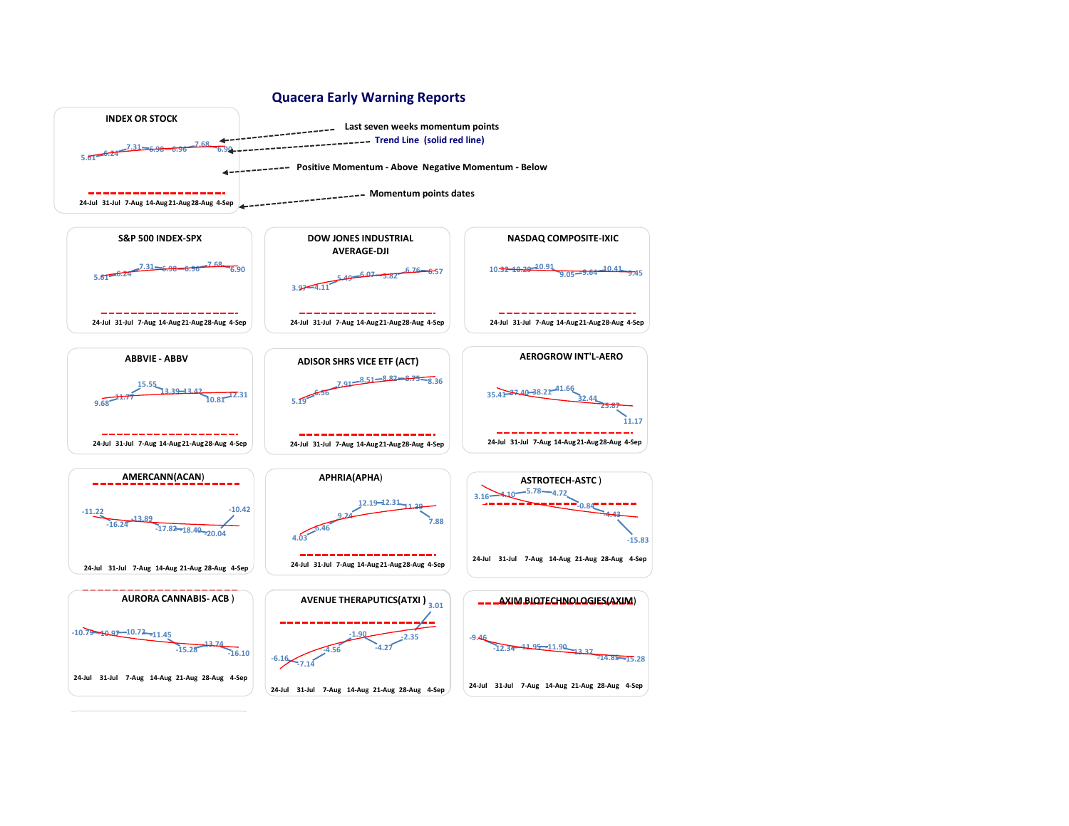# Quacera Early Warning Reports

## INDEX OR STOCK

- Last seven weeks momentum points
- Trend Line (solid red line)
- Positive Momentum - Above Negative Momentum - Below
- Momentum points dates

| INDEX OR STOCK | 24-Jul | 31-Jul | 7-Aug | 14-Aug | 21-Aug | 28-Aug | 4-Sep |
|---|---|---|---|---|---|---|---|
| Example | 5.61 | 6.24 | 7.31 | 6.98 | 6.96 | 7.68 | 6.90 |
| S&P 500 INDEX-SPX | 5.61 | 6.24 | 7.31 | 6.98 | 6.96 | 7.68 | 6.90 |
| DOW JONES INDUSTRIAL AVERAGE-DJI | 3.97 | 4.11 | 5.49 | 6.07 | 5.82 | 6.76 | 6.57 |
| NASDAQ COMPOSITE-IXIC | 10.32 | 10.29 | 10.91 | 9.05 | 9.64 | 10.41 | 9.45 |
| ABBVIE - ABBV | 9.68 | 11.77 | 15.55 | 13.39 | 13.42 | 10.81 | 12.31 |
| ADISOR SHRS VICE ETF (ACT) | 5.19 | 6.56 | 7.91 | 8.51 | 8.82 | 8.75 | 8.36 |
| AEROGROW INT'L-AERO | 35.41 | 37.40 | 38.21 | 41.66 | 32.44 | 25.87 | 11.17 |
| AMERCANN(ACAN) | -11.22 | -16.24 | -13.89 | -17.82 | -18.40 | -20.04 | -10.42 |
| APHRIA(APHA) | 4.03 | 6.46 | 9.24 | 12.19 | 12.31 | 11.39 | 7.88 |
| ASTROTECH-ASTC ) | 3.16 | 4.10 | 5.78 | 4.72 | -0.84 | -4.43 | -15.83 |
| AURORA CANNABIS- ACB ) | -10.79 | -10.97 | -10.72 | -11.45 | -15.28 | -13.74 | -16.10 |
| AVENUE THERAPUTICS(ATXI ) | -6.16 | -7.14 | -4.56 | -1.90 | -4.27 | -2.35 | 3.01 |
| AXIM BIOTECHNOLOGIES(AXIM) | -9.46 | -12.34 | -11.95 | -11.90 | -13.37 | -14.85 | -15.28 |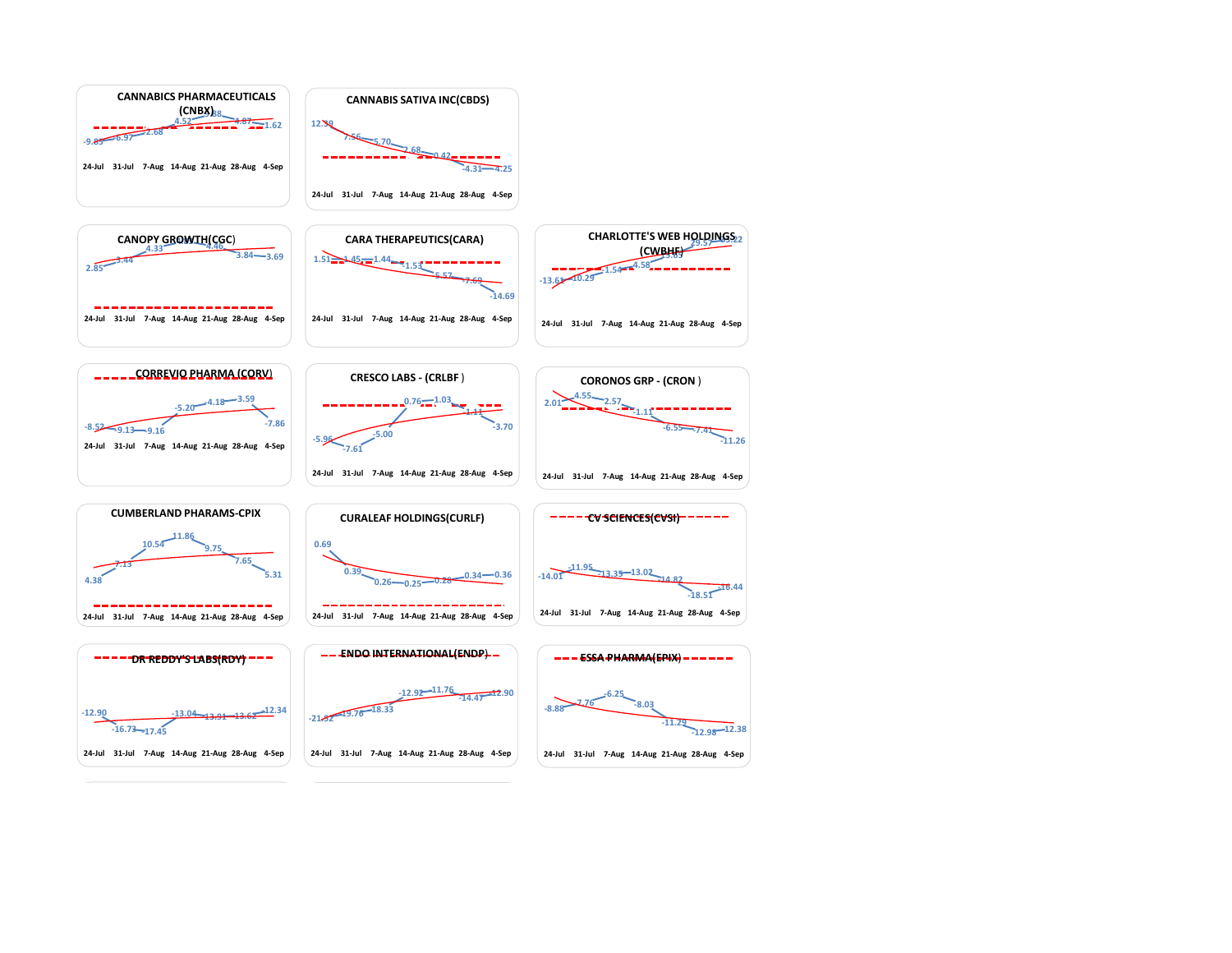## CANNABICS PHARMACEUTICALS (CNBX)

| 24-Jul | 31-Jul | 7-Aug | 14-Aug | 21-Aug | 28-Aug | 4-Sep |
|---|---|---|---|---|---|---|
| -9.85 | -6.97 | 2.68 | 4.52 | 5.88 | 4.87 | 1.62 |

## CANNABIS SATIVA INC(CBDS)

| 24-Jul | 31-Jul | 7-Aug | 14-Aug | 21-Aug | 28-Aug | 4-Sep |
|---|---|---|---|---|---|---|
| 12.39 | 7.56 | 5.70 | 2.68 | 0.42 | -4.31 | -4.25 |

## CANOPY GROWTH(CGC)

| 24-Jul | 31-Jul | 7-Aug | 14-Aug | 21-Aug | 28-Aug | 4-Sep |
|---|---|---|---|---|---|---|
| 2.85 | 3.44 | 4.33 | | 4.46 | 3.84 | 3.69 |

## CARA THERAPEUTICS(CARA)

| 24-Jul | 31-Jul | 7-Aug | 14-Aug | 21-Aug | 28-Aug | 4-Sep |
|---|---|---|---|---|---|---|
| 1.51 | 1.45 | 1.44 | -1.53 | -5.57 | -7.69 | -14.69 |

## CHARLOTTE'S WEB HOLDINGS (CWBHF)

| 24-Jul | 31-Jul | 7-Aug | 14-Aug | 21-Aug | 28-Aug | 4-Sep |
|---|---|---|---|---|---|---|
| -13.61 | -10.29 | -1.54 | 4.58 | 13.69 | 29.57 | 33.22 |

## CORREVIO PHARMA (CORV)

| 24-Jul | 31-Jul | 7-Aug | 14-Aug | 21-Aug | 28-Aug | 4-Sep |
|---|---|---|---|---|---|---|
| -8.52 | -9.13 | -9.16 | -5.20 | -4.18 | -3.59 | -7.86 |

## CRESCO LABS - (CRLBF)

| 24-Jul | 31-Jul | 7-Aug | 14-Aug | 21-Aug | 28-Aug | 4-Sep |
|---|---|---|---|---|---|---|
| -5.96 | -7.61 | -5.00 | 0.76 | 1.03 | -1.11 | -3.70 |

## CORONOS GRP - (CRON)

| 24-Jul | 31-Jul | 7-Aug | 14-Aug | 21-Aug | 28-Aug | 4-Sep |
|---|---|---|---|---|---|---|
| 2.01 | 4.55 | 2.57 | -1.11 | -6.55 | -7.41 | -11.26 |

## CUMBERLAND PHARAMS-CPIX

| 24-Jul | 31-Jul | 7-Aug | 14-Aug | 21-Aug | 28-Aug | 4-Sep |
|---|---|---|---|---|---|---|
| 4.38 | 7.13 | 10.54 | 11.86 | 9.75 | 7.65 | 5.31 |

## CURALEAF HOLDINGS(CURLF)

| 24-Jul | 31-Jul | 7-Aug | 14-Aug | 21-Aug | 28-Aug | 4-Sep |
|---|---|---|---|---|---|---|
| 0.69 | 0.39 | 0.26 | 0.25 | 0.28 | 0.34 | 0.36 |

## CV SCIENCES(CVSI)

| 24-Jul | 31-Jul | 7-Aug | 14-Aug | 21-Aug | 28-Aug | 4-Sep |
|---|---|---|---|---|---|---|
| -14.01 | -11.95 | -13.35 | -13.02 | -14.82 | -18.51 | -16.44 |

## DR REDDY'S LABS(RDY)

| 24-Jul | 31-Jul | 7-Aug | 14-Aug | 21-Aug | 28-Aug | 4-Sep |
|---|---|---|---|---|---|---|
| -12.90 | -16.73 | -17.45 | -13.04 | -13.91 | -13.62 | -12.34 |

## ENDO INTERNATIONAL(ENDP)

| 24-Jul | 31-Jul | 7-Aug | 14-Aug | 21-Aug | 28-Aug | 4-Sep |
|---|---|---|---|---|---|---|
| -21.52 | -19.76 | -18.33 | -12.92 | -11.76 | -14.47 | -12.90 |

## ESSA PHARMA(EPIX)

| 24-Jul | 31-Jul | 7-Aug | 14-Aug | 21-Aug | 28-Aug | 4-Sep |
|---|---|---|---|---|---|---|
| -8.88 | -7.76 | -6.25 | -8.03 | -11.29 | -12.98 | -12.38 |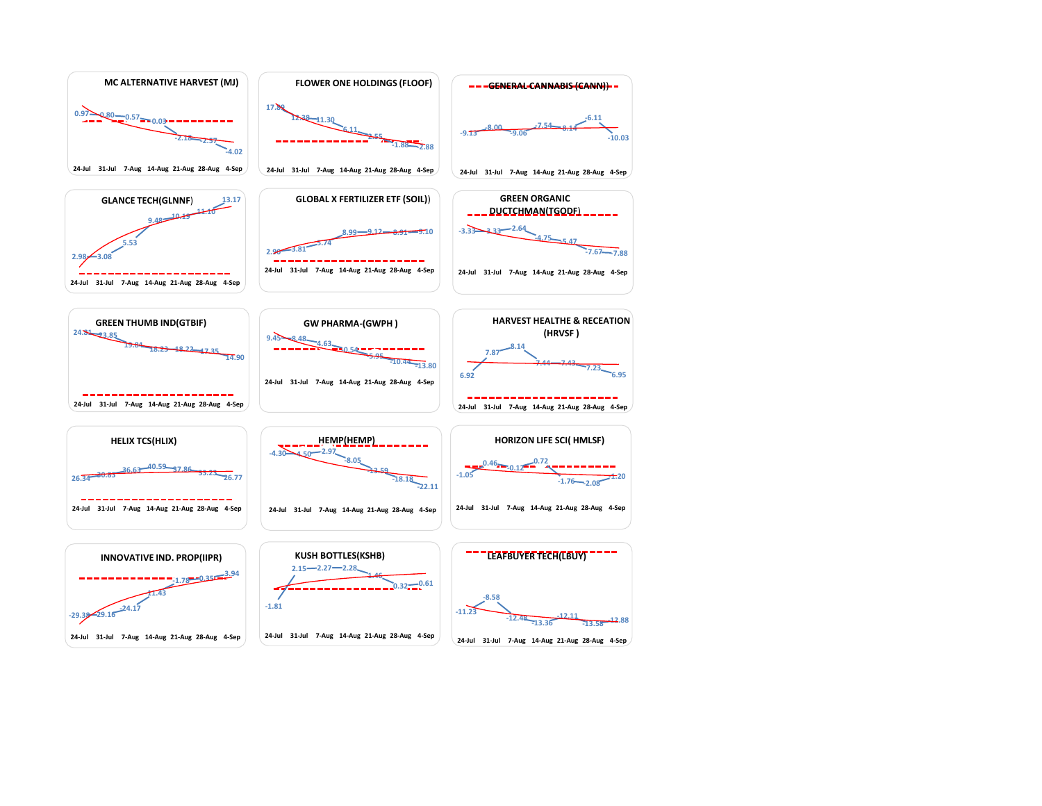## MC ALTERNATIVE HARVEST (MJ)

| 24-Jul | 31-Jul | 7-Aug | 14-Aug | 21-Aug | 28-Aug | 4-Sep |
|---|---|---|---|---|---|---|
| 0.97 | 0.80 | 0.57 | 0.03 | -2.18 | -2.57 | -4.02 |

## FLOWER ONE HOLDINGS (FLOOF)

| 24-Jul | 31-Jul | 7-Aug | 14-Aug | 21-Aug | 28-Aug | 4-Sep |
|---|---|---|---|---|---|---|
| 17.89 | 12.38 | 11.30 | 6.11 | 2.55 | -1.88 | -2.88 |

## GENERAL CANNABIS (CANN)

| 24-Jul | 31-Jul | 7-Aug | 14-Aug | 21-Aug | 28-Aug | 4-Sep |
|---|---|---|---|---|---|---|
| -9.13 | -8.00 | -9.06 | -7.54 | -8.14 | -6.11 | -10.03 |

## GLANCE TECH(GLNNF)

| 24-Jul | 31-Jul | 7-Aug | 14-Aug | 21-Aug | 28-Aug | 4-Sep |
|---|---|---|---|---|---|---|
| 2.98 | 3.08 | 5.53 | 9.48 | 10.15 | 11.10 | 13.17 |

## GLOBAL X FERTILIZER ETF (SOIL)

| 24-Jul | 31-Jul | 7-Aug | 14-Aug | 21-Aug | 28-Aug | 4-Sep |
|---|---|---|---|---|---|---|
| 2.90 | 3.81 | 5.74 | 8.99 | 9.12 | 8.91 | 9.10 |

## GREEN ORGANIC DUCTCHMAN(TGODF)

| 24-Jul | 31-Jul | 7-Aug | 14-Aug | 21-Aug | 28-Aug | 4-Sep |
|---|---|---|---|---|---|---|
| -3.33 | -3.33 | -2.64 | -4.75 | -5.47 | -7.67 | -7.88 |

## GREEN THUMB IND(GTBIF)

| 24-Jul | 31-Jul | 7-Aug | 14-Aug | 21-Aug | 28-Aug | 4-Sep |
|---|---|---|---|---|---|---|
| 24.81 | 23.85 | 19.84 | 18.23 | 18.22 | 17.35 | 14.90 |

## GW PHARMA-(GWPH )

| 24-Jul | 31-Jul | 7-Aug | 14-Aug | 21-Aug | 28-Aug | 4-Sep |
|---|---|---|---|---|---|---|
| 9.45 | 8.48 | 4.63 | 0.54 | -5.95 | -10.44 | -13.80 |

## HARVEST HEALTHE & RECEATION (HRVSF )

| 24-Jul | 31-Jul | 7-Aug | 14-Aug | 21-Aug | 28-Aug | 4-Sep |
|---|---|---|---|---|---|---|
| 6.92 | 7.87 | 8.14 | 7.44 | 7.43 | 7.23 | 6.95 |

## HELIX TCS(HLIX)

| 24-Jul | 31-Jul | 7-Aug | 14-Aug | 21-Aug | 28-Aug | 4-Sep |
|---|---|---|---|---|---|---|
| 26.34 | 30.83 | 36.63 | 40.59 | 37.86 | 33.23 | 26.77 |

## HEMP(HEMP)

| 24-Jul | 31-Jul | 7-Aug | 14-Aug | 21-Aug | 28-Aug | 4-Sep |
|---|---|---|---|---|---|---|
| -4.30 | -4.50 | -2.97 | -8.05 | -13.59 | -18.18 | -22.11 |

## HORIZON LIFE SCI( HMLSF)

| 24-Jul | 31-Jul | 7-Aug | 14-Aug | 21-Aug | 28-Aug | 4-Sep |
|---|---|---|---|---|---|---|
| -1.05 | 0.46 | -0.12 | 0.72 | -1.76 | -2.08 | -1.20 |

## INNOVATIVE IND. PROP(IIPR)

| 24-Jul | 31-Jul | 7-Aug | 14-Aug | 21-Aug | 28-Aug | 4-Sep |
|---|---|---|---|---|---|---|
| -29.38 | -29.16 | -24.17 | -11.43 | -1.78 | -0.35 | 3.94 |

## KUSH BOTTLES(KSHB)

| 24-Jul | 31-Jul | 7-Aug | 14-Aug | 21-Aug | 28-Aug | 4-Sep |
|---|---|---|---|---|---|---|
| -1.81 | 2.15 | 2.27 | 2.28 | 1.46 | 0.32 | 0.61 |

## LEAFBUYER TECH(LBUY)

| 24-Jul | 31-Jul | 7-Aug | 14-Aug | 21-Aug | 28-Aug | 4-Sep |
|---|---|---|---|---|---|---|
| -11.23 | -8.58 | -12.48 | -13.36 | -12.11 | -13.58 | -12.88 |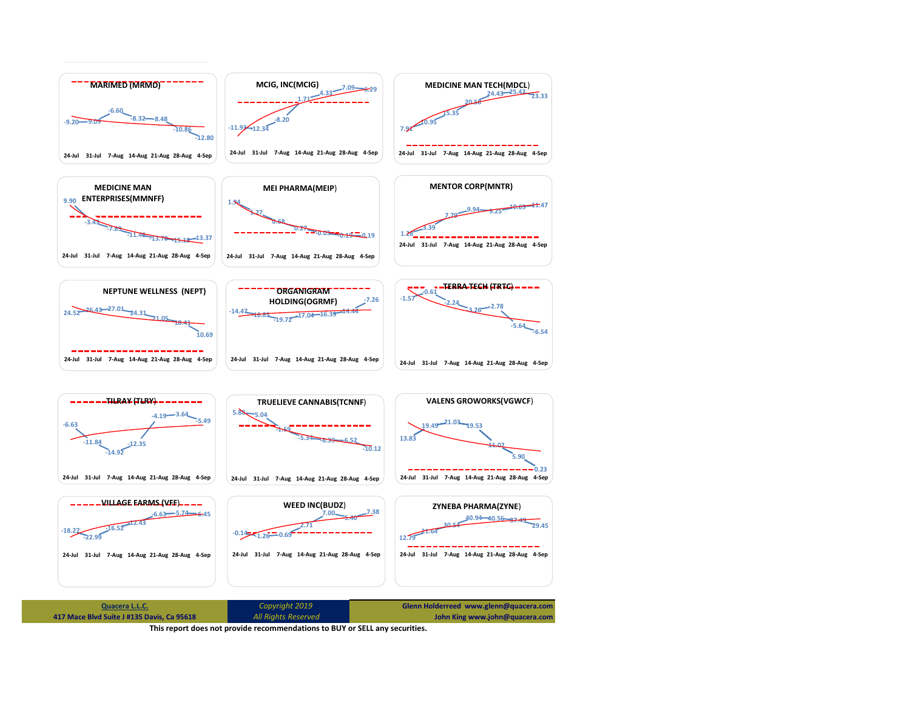MARIMED (MRMD)

-9.20 -9.09 -6.60 -8.32 -8.48 -10.86 -12.80

24-Jul 31-Jul 7-Aug 14-Aug 21-Aug 28-Aug 4-Sep

MCIG, INC(MCIG)

-11.93 -12.34 -8.20 1.71 4.33 7.09 6.29

24-Jul 31-Jul 7-Aug 14-Aug 21-Aug 28-Aug 4-Sep

MEDICINE MAN TECH(MDCL)

7.91 10.95 15.35 20.58 24.43 25.42 23.33

24-Jul 31-Jul 7-Aug 14-Aug 21-Aug 28-Aug 4-Sep

MEDICINE MAN ENTERPRISES(MMNFF)

9.90 -3.43 -7.89 -11.46 -13.70 -15.18 -13.37

24-Jul 31-Jul 7-Aug 14-Aug 21-Aug 28-Aug 4-Sep

MEI PHARMA(MEIP)

1.94 1.27 0.68 0.27 -0.03 -0.15 0.19

24-Jul 31-Jul 7-Aug 14-Aug 21-Aug 28-Aug 4-Sep

MENTOR CORP(MNTR)

1.28 3.39 7.79 9.94 9.25 10.69 11.47

24-Jul 31-Jul 7-Aug 14-Aug 21-Aug 28-Aug 4-Sep

NEPTUNE WELLNESS (NEPT)

24.52 26.43 27.01 24.31 21.05 18.41 10.69

24-Jul 31-Jul 7-Aug 14-Aug 21-Aug 28-Aug 4-Sep

ORGANIGRAM HOLDING(OGRMF)

-14.47 -16.85 -19.72 -17.04 -16.39 -14.44 -7.26

24-Jul 31-Jul 7-Aug 14-Aug 21-Aug 28-Aug 4-Sep

TERRA TECH (TRTC)

-1.57 -0.61 -2.24 -3.26 -2.78 -5.64 -6.54

24-Jul 31-Jul 7-Aug 14-Aug 21-Aug 28-Aug 4-Sep

TILRAY (TLRY)

-6.63 -11.84 -14.92 -12.35 -4.19 -3.64 -5.49

24-Jul 31-Jul 7-Aug 14-Aug 21-Aug 28-Aug 4-Sep

TRUELIEVE CANNABIS(TCNNF)

5.88 5.04 1.69 -5.34 -6.39 -6.52 -10.12

24-Jul 31-Jul 7-Aug 14-Aug 21-Aug 28-Aug 4-Sep

VALENS GROWORKS(VGWCF)

13.83 19.49 21.03 19.53 11.02 5.90 0.23

24-Jul 31-Jul 7-Aug 14-Aug 21-Aug 28-Aug 4-Sep

VILLAGE FARMS (VFF)

-18.27 -22.99 -16.52 -12.43 -6.63 -5.74 -6.45

24-Jul 31-Jul 7-Aug 14-Aug 21-Aug 28-Aug 4-Sep

WEED INC(BUDZ)

-0.14 -1.26 -0.69 2.71 7.00 5.40 7.38

24-Jul 31-Jul 7-Aug 14-Aug 21-Aug 28-Aug 4-Sep

ZYNEBA PHARMA(ZYNE)

12.79 21.64 30.54 40.94 40.56 37.49 29.45

24-Jul 31-Jul 7-Aug 14-Aug 21-Aug 28-Aug 4-Sep

Quacera L.L.C.
417 Mace Blvd Suite J #135 Davis, Ca 95618

*Copyright 2019*
*All Rights Reserved*

Glenn Holderreed www.glenn@quacera.com
John King www.john@quacera.com

**This report does not provide recommendations to BUY or SELL any securities.**